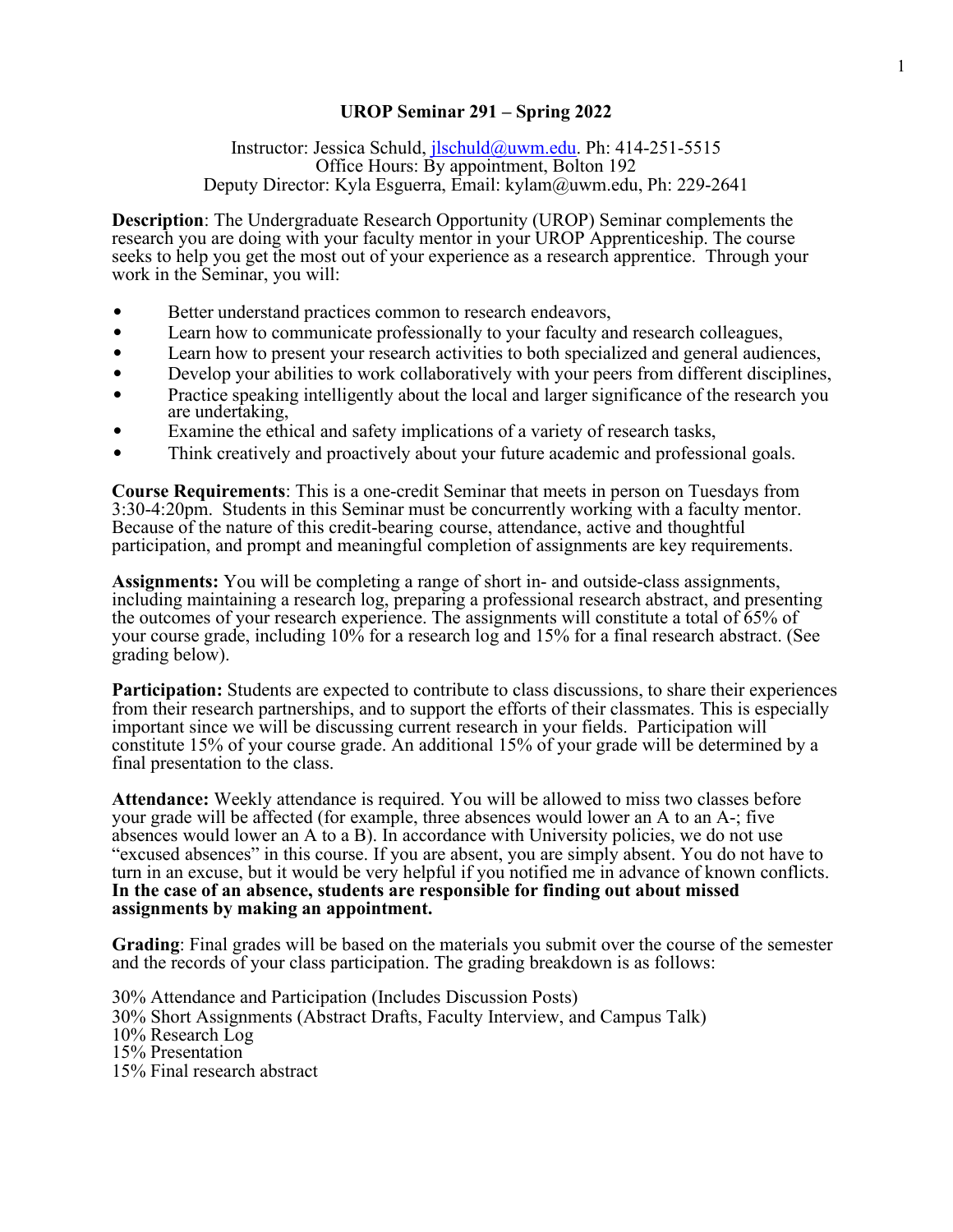# UROP Seminar 291 – Spring 2022

Instructor: Jessica Schuld, jlschuld@uwm.edu. Ph: 414-251-5515
Office Hours: By appointment, Bolton 192
Deputy Director: Kyla Esguerra, Email: kylam@uwm.edu, Ph: 229-2641

**Description**: The Undergraduate Research Opportunity (UROP) Seminar complements the research you are doing with your faculty mentor in your UROP Apprenticeship. The course seeks to help you get the most out of your experience as a research apprentice. Through your work in the Seminar, you will:

- Better understand practices common to research endeavors,
- Learn how to communicate professionally to your faculty and research colleagues,
- Learn how to present your research activities to both specialized and general audiences,
- Develop your abilities to work collaboratively with your peers from different disciplines,
- Practice speaking intelligently about the local and larger significance of the research you are undertaking,
- Examine the ethical and safety implications of a variety of research tasks,
- Think creatively and proactively about your future academic and professional goals.

**Course Requirements**: This is a one-credit Seminar that meets in person on Tuesdays from 3:30-4:20pm. Students in this Seminar must be concurrently working with a faculty mentor. Because of the nature of this credit-bearing course, attendance, active and thoughtful participation, and prompt and meaningful completion of assignments are key requirements.

**Assignments:** You will be completing a range of short in- and outside-class assignments, including maintaining a research log, preparing a professional research abstract, and presenting the outcomes of your research experience. The assignments will constitute a total of 65% of your course grade, including 10% for a research log and 15% for a final research abstract. (See grading below).

**Participation:** Students are expected to contribute to class discussions, to share their experiences from their research partnerships, and to support the efforts of their classmates. This is especially important since we will be discussing current research in your fields. Participation will constitute 15% of your course grade. An additional 15% of your grade will be determined by a final presentation to the class.

**Attendance:** Weekly attendance is required. You will be allowed to miss two classes before your grade will be affected (for example, three absences would lower an A to an A-; five absences would lower an A to a B). In accordance with University policies, we do not use "excused absences" in this course. If you are absent, you are simply absent. You do not have to turn in an excuse, but it would be very helpful if you notified me in advance of known conflicts. **In the case of an absence, students are responsible for finding out about missed assignments by making an appointment.**

**Grading**: Final grades will be based on the materials you submit over the course of the semester and the records of your class participation. The grading breakdown is as follows:

30% Attendance and Participation (Includes Discussion Posts)
30% Short Assignments (Abstract Drafts, Faculty Interview, and Campus Talk)
10% Research Log
15% Presentation
15% Final research abstract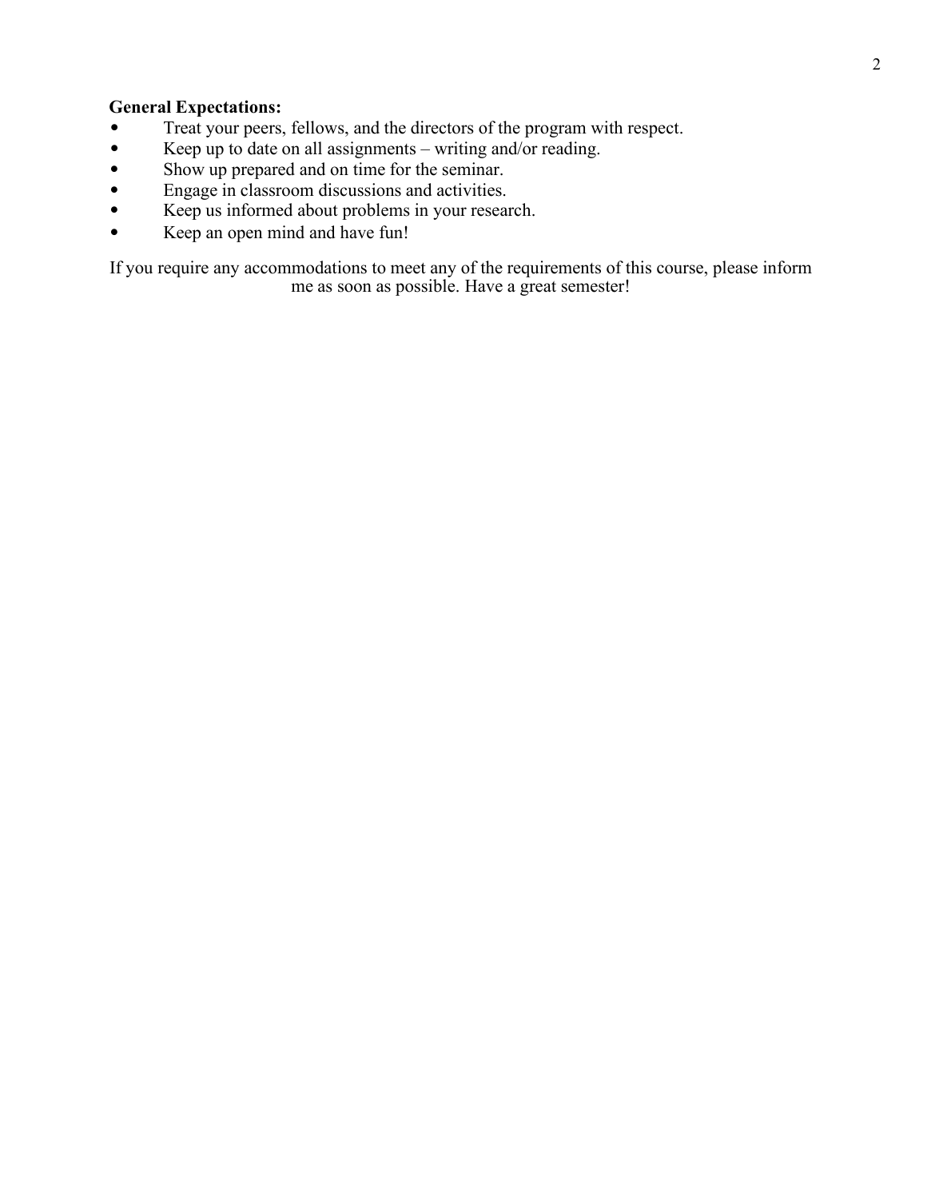**General Expectations:**

- Treat your peers, fellows, and the directors of the program with respect.
- Keep up to date on all assignments – writing and/or reading.
- Show up prepared and on time for the seminar.
- Engage in classroom discussions and activities.
- Keep us informed about problems in your research.
- Keep an open mind and have fun!

If you require any accommodations to meet any of the requirements of this course, please inform me as soon as possible. Have a great semester!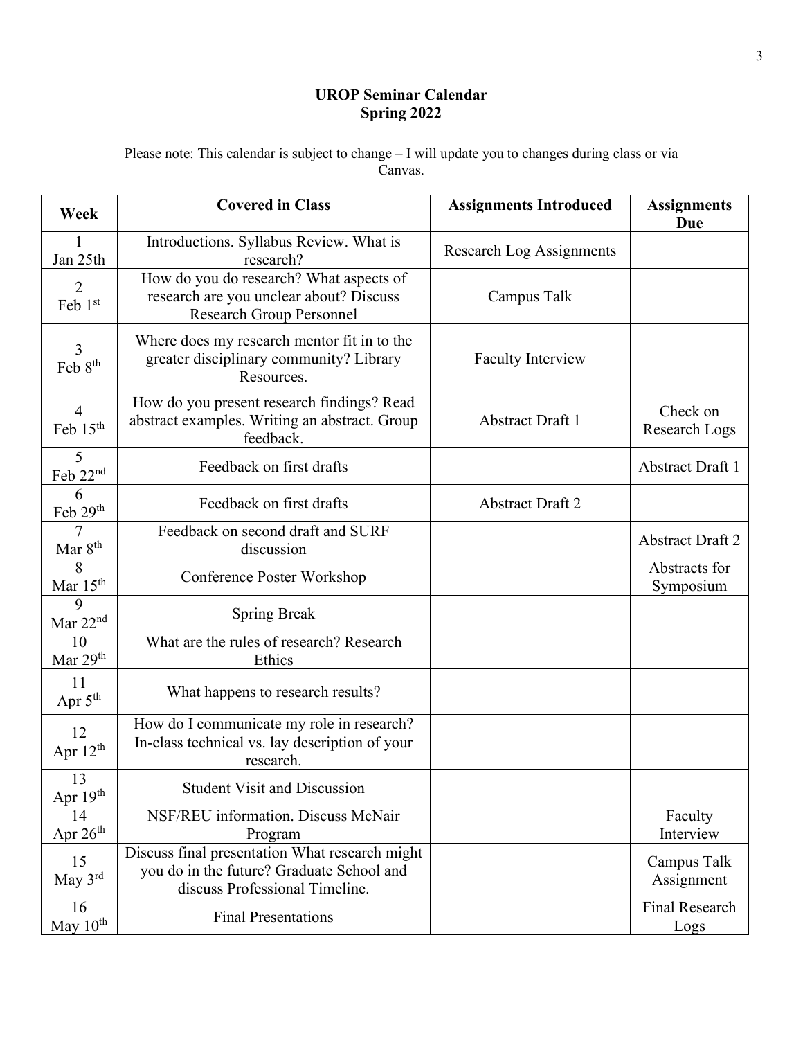**UROP Seminar Calendar**
**Spring 2022**

Please note: This calendar is subject to change – I will update you to changes during class or via Canvas.

| Week | Covered in Class | Assignments Introduced | Assignments Due |
|---|---|---|---|
| 1 Jan 25th | Introductions. Syllabus Review. What is research? | Research Log Assignments | |
| 2 Feb 1st | How do you do research? What aspects of research are you unclear about? Discuss Research Group Personnel | Campus Talk | |
| 3 Feb 8th | Where does my research mentor fit in to the greater disciplinary community? Library Resources. | Faculty Interview | |
| 4 Feb 15th | How do you present research findings? Read abstract examples. Writing an abstract. Group feedback. | Abstract Draft 1 | Check on Research Logs |
| 5 Feb 22nd | Feedback on first drafts | | Abstract Draft 1 |
| 6 Feb 29th | Feedback on first drafts | Abstract Draft 2 | |
| 7 Mar 8th | Feedback on second draft and SURF discussion | | Abstract Draft 2 |
| 8 Mar 15th | Conference Poster Workshop | | Abstracts for Symposium |
| 9 Mar 22nd | Spring Break | | |
| 10 Mar 29th | What are the rules of research? Research Ethics | | |
| 11 Apr 5th | What happens to research results? | | |
| 12 Apr 12th | How do I communicate my role in research? In-class technical vs. lay description of your research. | | |
| 13 Apr 19th | Student Visit and Discussion | | |
| 14 Apr 26th | NSF/REU information. Discuss McNair Program | | Faculty Interview |
| 15 May 3rd | Discuss final presentation What research might you do in the future? Graduate School and discuss Professional Timeline. | | Campus Talk Assignment |
| 16 May 10th | Final Presentations | | Final Research Logs |